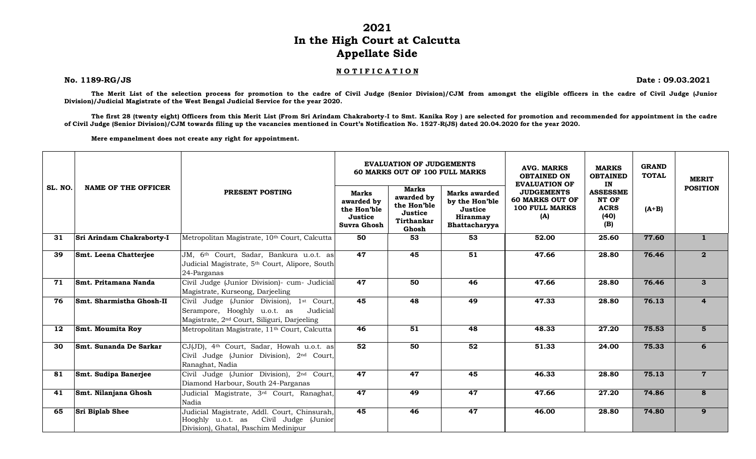# 2021
# In the High Court at Calcutta
# Appellate Side

**NOTIFICATION**

**No. 1189-RG/JS** **Date : 09.03.2021**

**The Merit List of the selection process for promotion to the cadre of Civil Judge (Senior Division)/CJM from amongst the eligible officers in the cadre of Civil Judge (Junior Division)/Judicial Magistrate of the West Bengal Judicial Service for the year 2020.**

**The first 28 (twenty eight) Officers from this Merit List (From Sri Arindam Chakraborty-I to Smt. Kanika Roy ) are selected for promotion and recommended for appointment in the cadre of Civil Judge (Senior Division)/CJM towards filing up the vacancies mentioned in Court's Notification No. 1527-R(JS) dated 20.04.2020 for the year 2020.**

**Mere empanelment does not create any right for appointment.**

| SL. NO. | NAME OF THE OFFICER | PRESENT POSTING | EVALUATION OF JUDGEMENTS 60 MARKS OUT OF 100 FULL MARKS | | | AVG. MARKS OBTAINED ON EVALUATION OF JUDGEMENTS 60 MARKS OUT OF 100 FULL MARKS (A) | MARKS OBTAINED IN ASSESSMENT OF ACRS (40) (B) | GRAND TOTAL (A+B) | MERIT POSITION |
|---|---|---|---|---|---|---|---|---|---|
| | | | Marks awarded by the Hon'ble Justice Suvra Ghosh | Marks awarded by the Hon'ble Justice Tirthankar Ghosh | Marks awarded by the Hon'ble Justice Hiranmay Bhattacharyya | | | | |
| 31 | Sri Arindam Chakraborty-I | Metropolitan Magistrate, 10th Court, Calcutta | 50 | 53 | 53 | 52.00 | 25.60 | 77.60 | 1 |
| 39 | Smt. Leena Chatterjee | JM, 6th Court, Sadar, Bankura u.o.t. as Judicial Magistrate, 5th Court, Alipore, South 24-Parganas | 47 | 45 | 51 | 47.66 | 28.80 | 76.46 | 2 |
| 71 | Smt. Pritamana Nanda | Civil Judge (Junior Division)- cum- Judicial Magistrate, Kurseong, Darjeeling | 47 | 50 | 46 | 47.66 | 28.80 | 76.46 | 3 |
| 76 | Smt. Sharmistha Ghosh-II | Civil Judge (Junior Division), 1st Court, Serampore, Hooghly u.o.t. as Judicial Magistrate, 2nd Court, Siliguri, Darjeeling | 45 | 48 | 49 | 47.33 | 28.80 | 76.13 | 4 |
| 12 | Smt. Moumita Roy | Metropolitan Magistrate, 11th Court, Calcutta | 46 | 51 | 48 | 48.33 | 27.20 | 75.53 | 5 |
| 30 | Smt. Sunanda De Sarkar | CJ(JD), 4th Court, Sadar, Howah u.o.t. as Civil Judge (Junior Division), 2nd Court, Ranaghat, Nadia | 52 | 50 | 52 | 51.33 | 24.00 | 75.33 | 6 |
| 81 | Smt. Sudipa Banerjee | Civil Judge (Junior Division), 2nd Court, Diamond Harbour, South 24-Parganas | 47 | 47 | 45 | 46.33 | 28.80 | 75.13 | 7 |
| 41 | Smt. Nilanjana Ghosh | Judicial Magistrate, 3rd Court, Ranaghat, Nadia | 47 | 49 | 47 | 47.66 | 27.20 | 74.86 | 8 |
| 65 | Sri Biplab Shee | Judicial Magistrate, Addl. Court, Chinsurah, Hooghly u.o.t. as Civil Judge (Junior Division), Ghatal, Paschim Medinipur | 45 | 46 | 47 | 46.00 | 28.80 | 74.80 | 9 |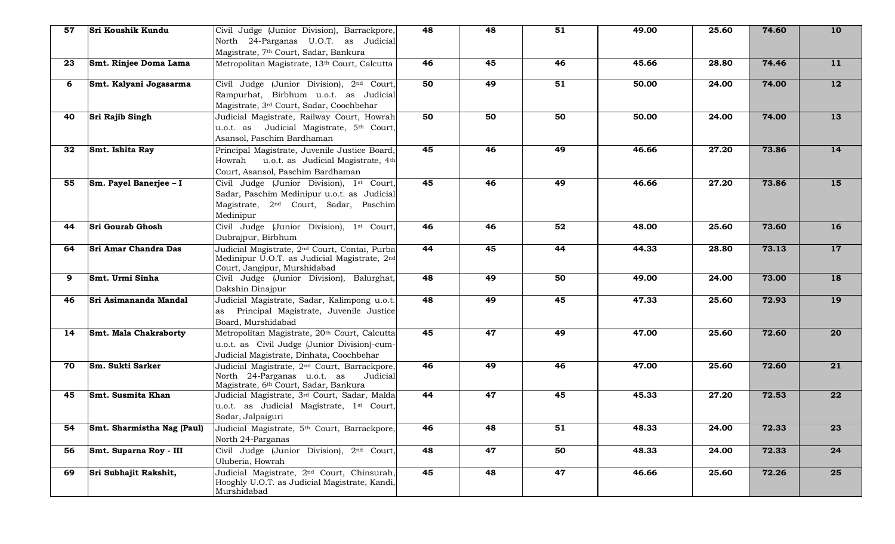| | | | | | | | | | |
|---|---|---|---|---|---|---|---|---|---|
| **57** | **Sri Koushik Kundu** | Civil Judge (Junior Division), Barrackpore, North 24-Parganas U.O.T. as Judicial Magistrate, 7th Court, Sadar, Bankura | **48** | **48** | **51** | **49.00** | **25.60** | **74.60** | **10** |
| **23** | **Smt. Rinjee Doma Lama** | Metropolitan Magistrate, 13th Court, Calcutta | **46** | **45** | **46** | **45.66** | **28.80** | **74.46** | **11** |
| **6** | **Smt. Kalyani Jogasarma** | Civil Judge (Junior Division), 2nd Court, Rampurhat, Birbhum u.o.t. as Judicial Magistrate, 3rd Court, Sadar, Coochbehar | **50** | **49** | **51** | **50.00** | **24.00** | **74.00** | **12** |
| **40** | **Sri Rajib Singh** | Judicial Magistrate, Railway Court, Howrah u.o.t. as Judicial Magistrate, 5th Court, Asansol, Paschim Bardhaman | **50** | **50** | **50** | **50.00** | **24.00** | **74.00** | **13** |
| **32** | **Smt. Ishita Ray** | Principal Magistrate, Juvenile Justice Board, Howrah u.o.t. as Judicial Magistrate, 4th Court, Asansol, Paschim Bardhaman | **45** | **46** | **49** | **46.66** | **27.20** | **73.86** | **14** |
| **55** | **Sm. Payel Banerjee – I** | Civil Judge (Junior Division), 1st Court, Sadar, Paschim Medinipur u.o.t. as Judicial Magistrate, 2nd Court, Sadar, Paschim Medinipur | **45** | **46** | **49** | **46.66** | **27.20** | **73.86** | **15** |
| **44** | **Sri Gourab Ghosh** | Civil Judge (Junior Division), 1st Court, Dubrajpur, Birbhum | **46** | **46** | **52** | **48.00** | **25.60** | **73.60** | **16** |
| **64** | **Sri Amar Chandra Das** | Judicial Magistrate, 2nd Court, Contai, Purba Medinipur U.O.T. as Judicial Magistrate, 2nd Court, Jangipur, Murshidabad | **44** | **45** | **44** | **44.33** | **28.80** | **73.13** | **17** |
| **9** | **Smt. Urmi Sinha** | Civil Judge (Junior Division), Balurghat, Dakshin Dinajpur | **48** | **49** | **50** | **49.00** | **24.00** | **73.00** | **18** |
| **46** | **Sri Asimananda Mandal** | Judicial Magistrate, Sadar, Kalimpong u.o.t. as Principal Magistrate, Juvenile Justice Board, Murshidabad | **48** | **49** | **45** | **47.33** | **25.60** | **72.93** | **19** |
| **14** | **Smt. Mala Chakraborty** | Metropolitan Magistrate, 20th Court, Calcutta u.o.t. as Civil Judge (Junior Division)-cum-Judicial Magistrate, Dinhata, Coochbehar | **45** | **47** | **49** | **47.00** | **25.60** | **72.60** | **20** |
| **70** | **Sm. Sukti Sarker** | Judicial Magistrate, 2nd Court, Barrackpore, North 24-Parganas u.o.t. as Judicial Magistrate, 6th Court, Sadar, Bankura | **46** | **49** | **46** | **47.00** | **25.60** | **72.60** | **21** |
| **45** | **Smt. Susmita Khan** | Judicial Magistrate, 3rd Court, Sadar, Malda u.o.t. as Judicial Magistrate, 1st Court, Sadar, Jalpaiguri | **44** | **47** | **45** | **45.33** | **27.20** | **72.53** | **22** |
| **54** | **Smt. Sharmistha Nag (Paul)** | Judicial Magistrate, 5th Court, Barrackpore, North 24-Parganas | **46** | **48** | **51** | **48.33** | **24.00** | **72.33** | **23** |
| **56** | **Smt. Suparna Roy - III** | Civil Judge (Junior Division), 2nd Court, Uluberia, Howrah | **48** | **47** | **50** | **48.33** | **24.00** | **72.33** | **24** |
| **69** | **Sri Subhajit Rakshit,** | Judicial Magistrate, 2nd Court, Chinsurah, Hooghly U.O.T. as Judicial Magistrate, Kandi, Murshidabad | **45** | **48** | **47** | **46.66** | **25.60** | **72.26** | **25** |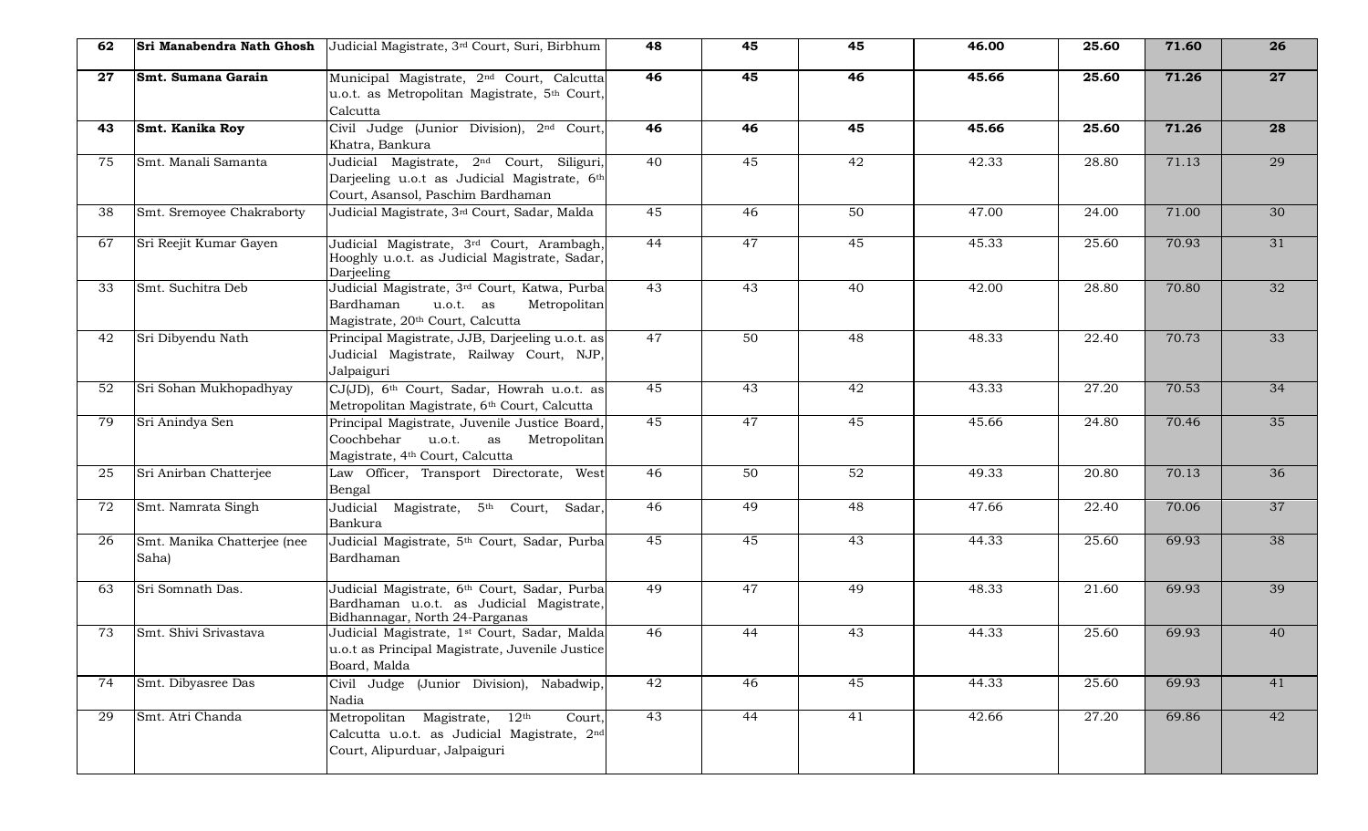| | | | | | | | | | |
|---|---|---|---|---|---|---|---|---|---|
| **62** | **Sri Manabendra Nath Ghosh** | Judicial Magistrate, 3rd Court, Suri, Birbhum | **48** | **45** | **45** | **46.00** | **25.60** | **71.60** | **26** |
| **27** | **Smt. Sumana Garain** | Municipal Magistrate, 2nd Court, Calcutta u.o.t. as Metropolitan Magistrate, 5th Court, Calcutta | **46** | **45** | **46** | **45.66** | **25.60** | **71.26** | **27** |
| **43** | **Smt. Kanika Roy** | Civil Judge (Junior Division), 2nd Court, Khatra, Bankura | **46** | **46** | **45** | **45.66** | **25.60** | **71.26** | **28** |
| 75 | Smt. Manali Samanta | Judicial Magistrate, 2nd Court, Siliguri, Darjeeling u.o.t as Judicial Magistrate, 6th Court, Asansol, Paschim Bardhaman | 40 | 45 | 42 | 42.33 | 28.80 | 71.13 | 29 |
| 38 | Smt. Sremoyee Chakraborty | Judicial Magistrate, 3rd Court, Sadar, Malda | 45 | 46 | 50 | 47.00 | 24.00 | 71.00 | 30 |
| 67 | Sri Reejit Kumar Gayen | Judicial Magistrate, 3rd Court, Arambagh, Hooghly u.o.t. as Judicial Magistrate, Sadar, Darjeeling | 44 | 47 | 45 | 45.33 | 25.60 | 70.93 | 31 |
| 33 | Smt. Suchitra Deb | Judicial Magistrate, 3rd Court, Katwa, Purba Bardhaman u.o.t. as Metropolitan Magistrate, 20th Court, Calcutta | 43 | 43 | 40 | 42.00 | 28.80 | 70.80 | 32 |
| 42 | Sri Dibyendu Nath | Principal Magistrate, JJB, Darjeeling u.o.t. as Judicial Magistrate, Railway Court, NJP, Jalpaiguri | 47 | 50 | 48 | 48.33 | 22.40 | 70.73 | 33 |
| 52 | Sri Sohan Mukhopadhyay | CJ(JD), 6th Court, Sadar, Howrah u.o.t. as Metropolitan Magistrate, 6th Court, Calcutta | 45 | 43 | 42 | 43.33 | 27.20 | 70.53 | 34 |
| 79 | Sri Anindya Sen | Principal Magistrate, Juvenile Justice Board, Coochbehar u.o.t. as Metropolitan Magistrate, 4th Court, Calcutta | 45 | 47 | 45 | 45.66 | 24.80 | 70.46 | 35 |
| 25 | Sri Anirban Chatterjee | Law Officer, Transport Directorate, West Bengal | 46 | 50 | 52 | 49.33 | 20.80 | 70.13 | 36 |
| 72 | Smt. Namrata Singh | Judicial Magistrate, 5th Court, Sadar, Bankura | 46 | 49 | 48 | 47.66 | 22.40 | 70.06 | 37 |
| 26 | Smt. Manika Chatterjee (nee Saha) | Judicial Magistrate, 5th Court, Sadar, Purba Bardhaman | 45 | 45 | 43 | 44.33 | 25.60 | 69.93 | 38 |
| 63 | Sri Somnath Das. | Judicial Magistrate, 6th Court, Sadar, Purba Bardhaman u.o.t. as Judicial Magistrate, Bidhannagar, North 24-Parganas | 49 | 47 | 49 | 48.33 | 21.60 | 69.93 | 39 |
| 73 | Smt. Shivi Srivastava | Judicial Magistrate, 1st Court, Sadar, Malda u.o.t as Principal Magistrate, Juvenile Justice Board, Malda | 46 | 44 | 43 | 44.33 | 25.60 | 69.93 | 40 |
| 74 | Smt. Dibyasree Das | Civil Judge (Junior Division), Nabadwip, Nadia | 42 | 46 | 45 | 44.33 | 25.60 | 69.93 | 41 |
| 29 | Smt. Atri Chanda | Metropolitan Magistrate, 12th Court, Calcutta u.o.t. as Judicial Magistrate, 2nd Court, Alipurduar, Jalpaiguri | 43 | 44 | 41 | 42.66 | 27.20 | 69.86 | 42 |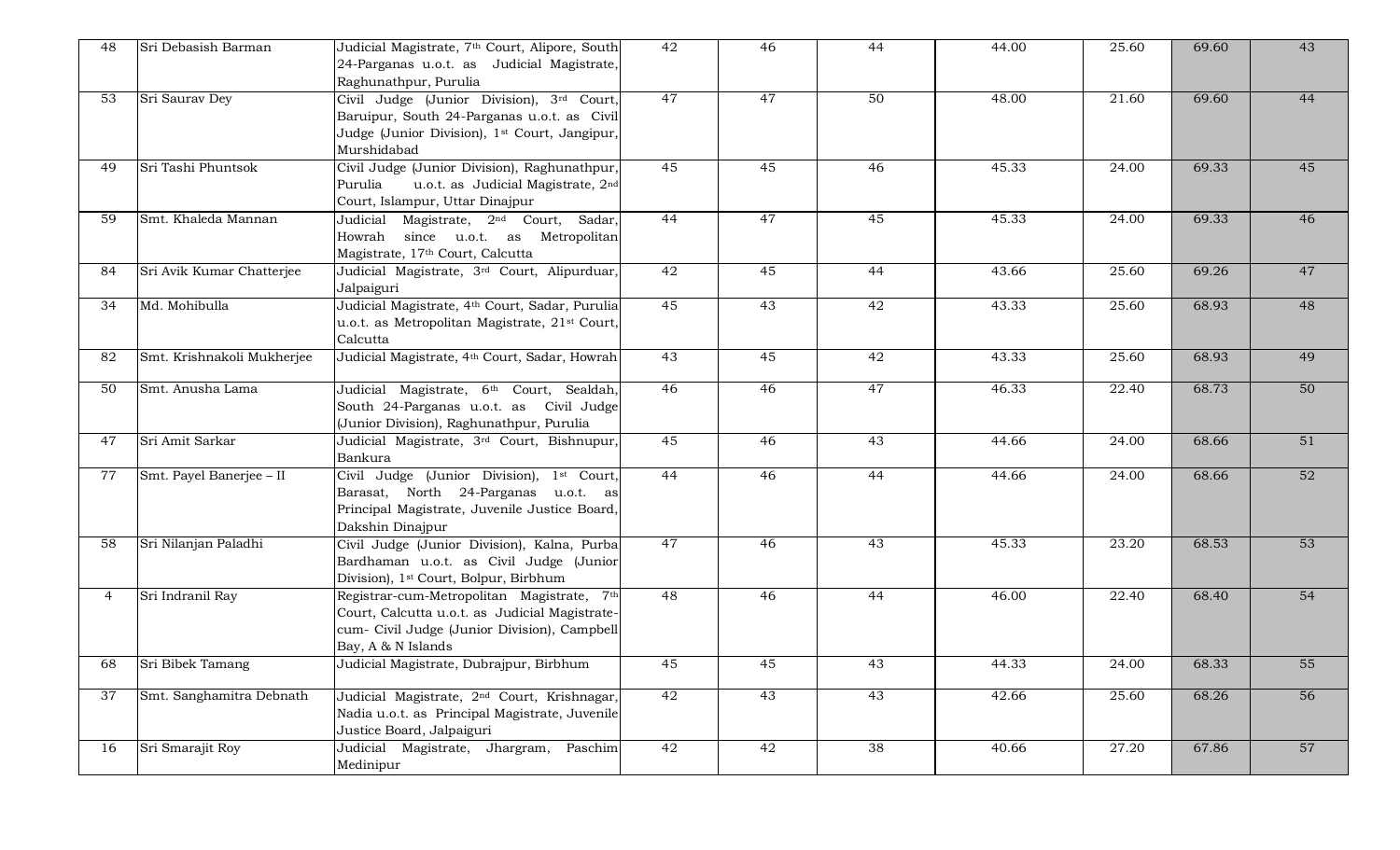| | | | | | | | | | |
|---|---|---|---|---|---|---|---|---|---|
| 48 | Sri Debasish Barman | Judicial Magistrate, 7th Court, Alipore, South 24-Parganas u.o.t. as Judicial Magistrate, Raghunathpur, Purulia | 42 | 46 | 44 | 44.00 | 25.60 | 69.60 | 43 |
| 53 | Sri Saurav Dey | Civil Judge (Junior Division), 3rd Court, Baruipur, South 24-Parganas u.o.t. as Civil Judge (Junior Division), 1st Court, Jangipur, Murshidabad | 47 | 47 | 50 | 48.00 | 21.60 | 69.60 | 44 |
| 49 | Sri Tashi Phuntsok | Civil Judge (Junior Division), Raghunathpur, Purulia u.o.t. as Judicial Magistrate, 2nd Court, Islampur, Uttar Dinajpur | 45 | 45 | 46 | 45.33 | 24.00 | 69.33 | 45 |
| 59 | Smt. Khaleda Mannan | Judicial Magistrate, 2nd Court, Sadar, Howrah since u.o.t. as Metropolitan Magistrate, 17th Court, Calcutta | 44 | 47 | 45 | 45.33 | 24.00 | 69.33 | 46 |
| 84 | Sri Avik Kumar Chatterjee | Judicial Magistrate, 3rd Court, Alipurduar, Jalpaiguri | 42 | 45 | 44 | 43.66 | 25.60 | 69.26 | 47 |
| 34 | Md. Mohibulla | Judicial Magistrate, 4th Court, Sadar, Purulia u.o.t. as Metropolitan Magistrate, 21st Court, Calcutta | 45 | 43 | 42 | 43.33 | 25.60 | 68.93 | 48 |
| 82 | Smt. Krishnakoli Mukherjee | Judicial Magistrate, 4th Court, Sadar, Howrah | 43 | 45 | 42 | 43.33 | 25.60 | 68.93 | 49 |
| 50 | Smt. Anusha Lama | Judicial Magistrate, 6th Court, Sealdah, South 24-Parganas u.o.t. as Civil Judge (Junior Division), Raghunathpur, Purulia | 46 | 46 | 47 | 46.33 | 22.40 | 68.73 | 50 |
| 47 | Sri Amit Sarkar | Judicial Magistrate, 3rd Court, Bishnupur, Bankura | 45 | 46 | 43 | 44.66 | 24.00 | 68.66 | 51 |
| 77 | Smt. Payel Banerjee – II | Civil Judge (Junior Division), 1st Court, Barasat, North 24-Parganas u.o.t. as Principal Magistrate, Juvenile Justice Board, Dakshin Dinajpur | 44 | 46 | 44 | 44.66 | 24.00 | 68.66 | 52 |
| 58 | Sri Nilanjan Paladhi | Civil Judge (Junior Division), Kalna, Purba Bardhaman u.o.t. as Civil Judge (Junior Division), 1st Court, Bolpur, Birbhum | 47 | 46 | 43 | 45.33 | 23.20 | 68.53 | 53 |
| 4 | Sri Indranil Ray | Registrar-cum-Metropolitan Magistrate, 7th Court, Calcutta u.o.t. as Judicial Magistrate-cum- Civil Judge (Junior Division), Campbell Bay, A & N Islands | 48 | 46 | 44 | 46.00 | 22.40 | 68.40 | 54 |
| 68 | Sri Bibek Tamang | Judicial Magistrate, Dubrajpur, Birbhum | 45 | 45 | 43 | 44.33 | 24.00 | 68.33 | 55 |
| 37 | Smt. Sanghamitra Debnath | Judicial Magistrate, 2nd Court, Krishnagar, Nadia u.o.t. as Principal Magistrate, Juvenile Justice Board, Jalpaiguri | 42 | 43 | 43 | 42.66 | 25.60 | 68.26 | 56 |
| 16 | Sri Smarajit Roy | Judicial Magistrate, Jhargram, Paschim Medinipur | 42 | 42 | 38 | 40.66 | 27.20 | 67.86 | 57 |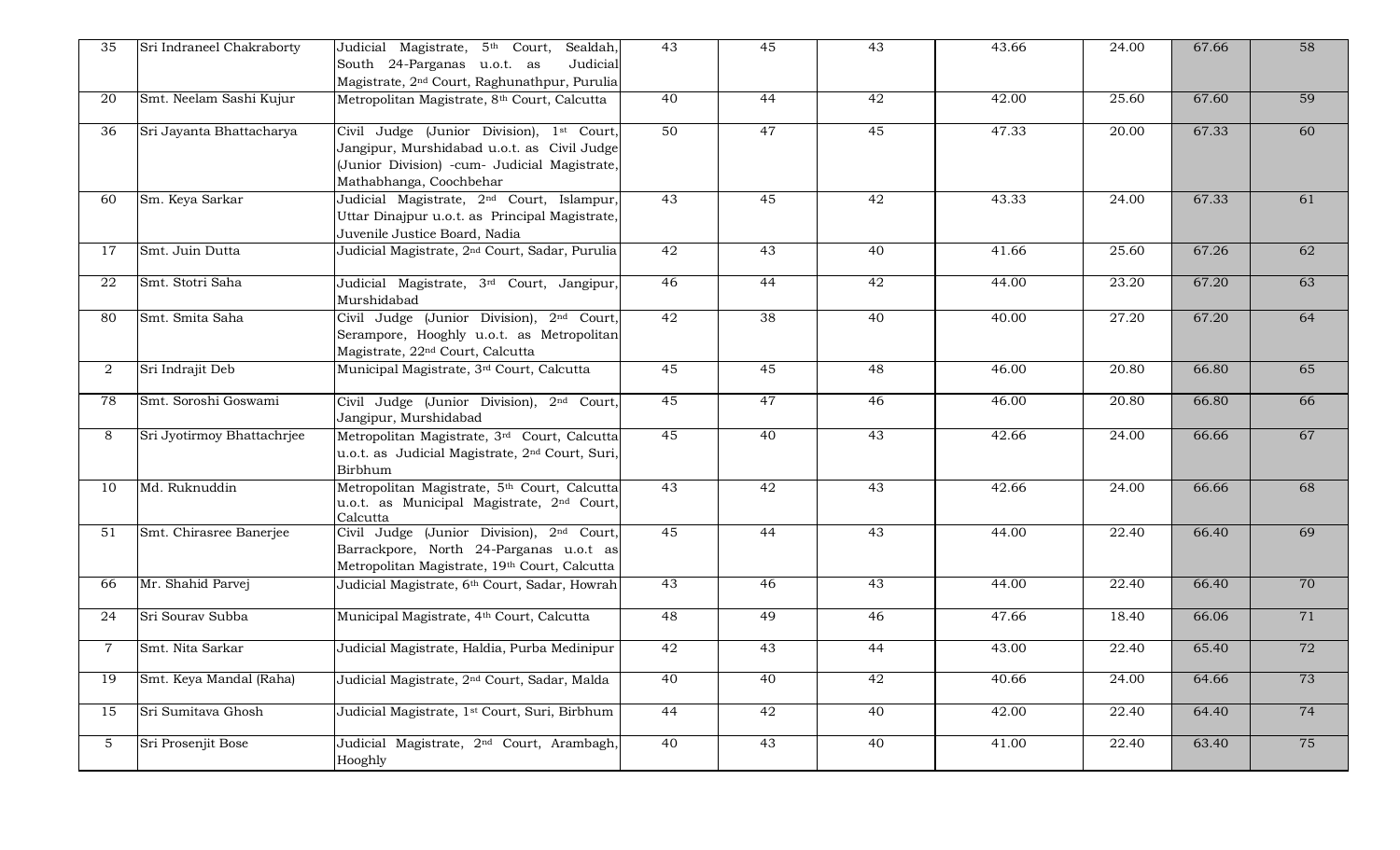| | | | | | | | | | |
|---|---|---|---|---|---|---|---|---|---|
| 35 | Sri Indraneel Chakraborty | Judicial Magistrate, 5th Court, Sealdah, South 24-Parganas u.o.t. as Judicial Magistrate, 2nd Court, Raghunathpur, Purulia | 43 | 45 | 43 | 43.66 | 24.00 | 67.66 | 58 |
| 20 | Smt. Neelam Sashi Kujur | Metropolitan Magistrate, 8th Court, Calcutta | 40 | 44 | 42 | 42.00 | 25.60 | 67.60 | 59 |
| 36 | Sri Jayanta Bhattacharya | Civil Judge (Junior Division), 1st Court, Jangipur, Murshidabad u.o.t. as Civil Judge (Junior Division) -cum- Judicial Magistrate, Mathabhanga, Coochbehar | 50 | 47 | 45 | 47.33 | 20.00 | 67.33 | 60 |
| 60 | Sm. Keya Sarkar | Judicial Magistrate, 2nd Court, Islampur, Uttar Dinajpur u.o.t. as Principal Magistrate, Juvenile Justice Board, Nadia | 43 | 45 | 42 | 43.33 | 24.00 | 67.33 | 61 |
| 17 | Smt. Juin Dutta | Judicial Magistrate, 2nd Court, Sadar, Purulia | 42 | 43 | 40 | 41.66 | 25.60 | 67.26 | 62 |
| 22 | Smt. Stotri Saha | Judicial Magistrate, 3rd Court, Jangipur, Murshidabad | 46 | 44 | 42 | 44.00 | 23.20 | 67.20 | 63 |
| 80 | Smt. Smita Saha | Civil Judge (Junior Division), 2nd Court, Serampore, Hooghly u.o.t. as Metropolitan Magistrate, 22nd Court, Calcutta | 42 | 38 | 40 | 40.00 | 27.20 | 67.20 | 64 |
| 2 | Sri Indrajit Deb | Municipal Magistrate, 3rd Court, Calcutta | 45 | 45 | 48 | 46.00 | 20.80 | 66.80 | 65 |
| 78 | Smt. Soroshi Goswami | Civil Judge (Junior Division), 2nd Court, Jangipur, Murshidabad | 45 | 47 | 46 | 46.00 | 20.80 | 66.80 | 66 |
| 8 | Sri Jyotirmoy Bhattachrjee | Metropolitan Magistrate, 3rd Court, Calcutta u.o.t. as Judicial Magistrate, 2nd Court, Suri, Birbhum | 45 | 40 | 43 | 42.66 | 24.00 | 66.66 | 67 |
| 10 | Md. Ruknuddin | Metropolitan Magistrate, 5th Court, Calcutta u.o.t. as Municipal Magistrate, 2nd Court, Calcutta | 43 | 42 | 43 | 42.66 | 24.00 | 66.66 | 68 |
| 51 | Smt. Chirasree Banerjee | Civil Judge (Junior Division), 2nd Court, Barrackpore, North 24-Parganas u.o.t as Metropolitan Magistrate, 19th Court, Calcutta | 45 | 44 | 43 | 44.00 | 22.40 | 66.40 | 69 |
| 66 | Mr. Shahid Parvej | Judicial Magistrate, 6th Court, Sadar, Howrah | 43 | 46 | 43 | 44.00 | 22.40 | 66.40 | 70 |
| 24 | Sri Sourav Subba | Municipal Magistrate, 4th Court, Calcutta | 48 | 49 | 46 | 47.66 | 18.40 | 66.06 | 71 |
| 7 | Smt. Nita Sarkar | Judicial Magistrate, Haldia, Purba Medinipur | 42 | 43 | 44 | 43.00 | 22.40 | 65.40 | 72 |
| 19 | Smt. Keya Mandal (Raha) | Judicial Magistrate, 2nd Court, Sadar, Malda | 40 | 40 | 42 | 40.66 | 24.00 | 64.66 | 73 |
| 15 | Sri Sumitava Ghosh | Judicial Magistrate, 1st Court, Suri, Birbhum | 44 | 42 | 40 | 42.00 | 22.40 | 64.40 | 74 |
| 5 | Sri Prosenjit Bose | Judicial Magistrate, 2nd Court, Arambagh, Hooghly | 40 | 43 | 40 | 41.00 | 22.40 | 63.40 | 75 |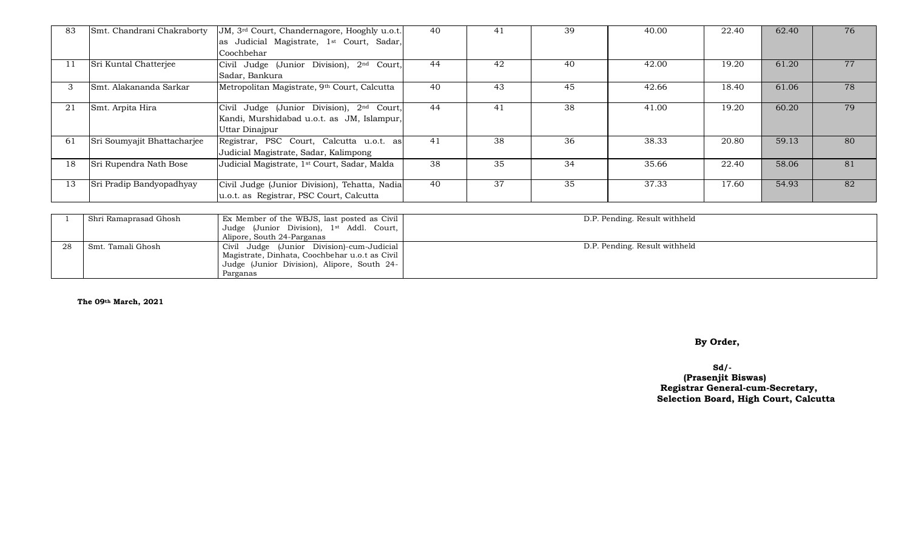| | | | | | | | | | |
|---|---|---|---|---|---|---|---|---|---|
| 83 | Smt. Chandrani Chakraborty | JM, 3rd Court, Chandernagore, Hooghly u.o.t. as Judicial Magistrate, 1st Court, Sadar, Coochbehar | 40 | 41 | 39 | 40.00 | 22.40 | 62.40 | 76 |
| 11 | Sri Kuntal Chatterjee | Civil Judge (Junior Division), 2nd Court, Sadar, Bankura | 44 | 42 | 40 | 42.00 | 19.20 | 61.20 | 77 |
| 3 | Smt. Alakananda Sarkar | Metropolitan Magistrate, 9th Court, Calcutta | 40 | 43 | 45 | 42.66 | 18.40 | 61.06 | 78 |
| 21 | Smt. Arpita Hira | Civil Judge (Junior Division), 2nd Court, Kandi, Murshidabad u.o.t. as JM, Islampur, Uttar Dinajpur | 44 | 41 | 38 | 41.00 | 19.20 | 60.20 | 79 |
| 61 | Sri Soumyajit Bhattacharjee | Registrar, PSC Court, Calcutta u.o.t. as Judicial Magistrate, Sadar, Kalimpong | 41 | 38 | 36 | 38.33 | 20.80 | 59.13 | 80 |
| 18 | Sri Rupendra Nath Bose | Judicial Magistrate, 1st Court, Sadar, Malda | 38 | 35 | 34 | 35.66 | 22.40 | 58.06 | 81 |
| 13 | Sri Pradip Bandyopadhyay | Civil Judge (Junior Division), Tehatta, Nadia u.o.t. as Registrar, PSC Court, Calcutta | 40 | 37 | 35 | 37.33 | 17.60 | 54.93 | 82 |

| | | | |
|---|---|---|---|
| 1 | Shri Ramaprasad Ghosh | Ex Member of the WBJS, last posted as Civil Judge (Junior Division), 1st Addl. Court, Alipore, South 24-Parganas | D.P. Pending. Result withheld |
| 28 | Smt. Tamali Ghosh | Civil Judge (Junior Division)-cum-Judicial Magistrate, Dinhata, Coochbehar u.o.t as Civil Judge (Junior Division), Alipore, South 24-Parganas | D.P. Pending. Result withheld |

**The 09th March, 2021**

**By Order,**

**Sd/-**
**(Prasenjit Biswas)**
**Registrar General-cum-Secretary,**
**Selection Board, High Court, Calcutta**